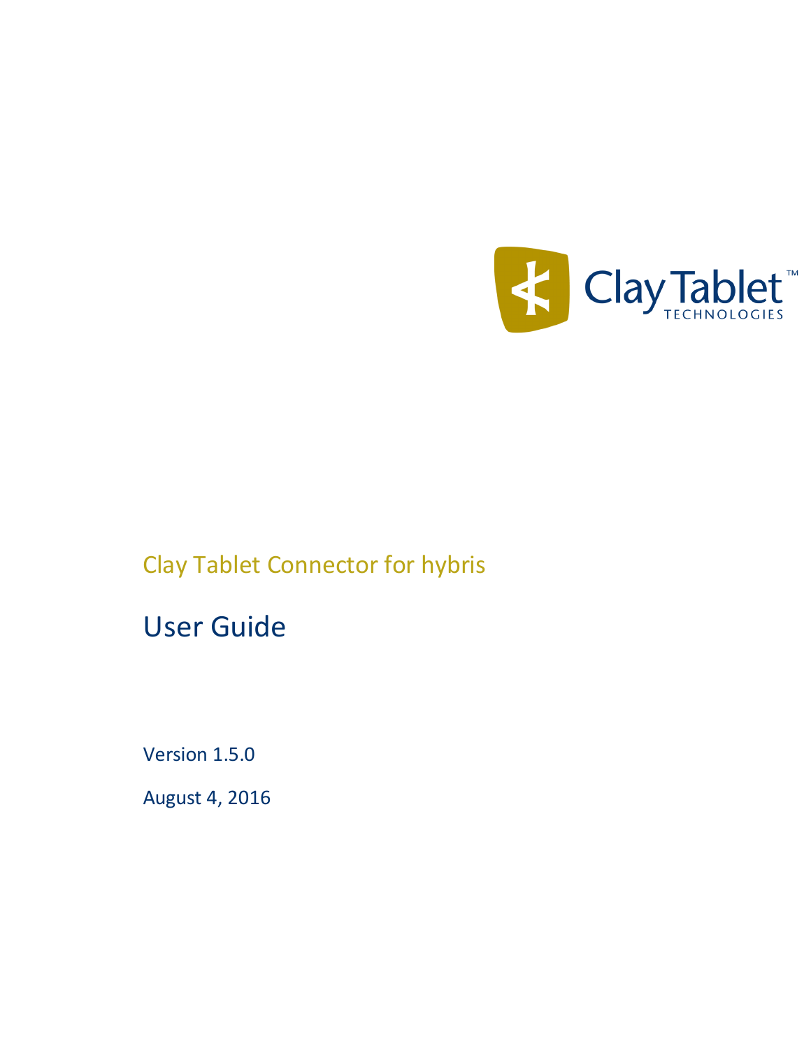Clay Tablet™ TECHNOLOGIES

# Clay Tablet Connector for hybris

## User Guide

Version 1.5.0

August 4, 2016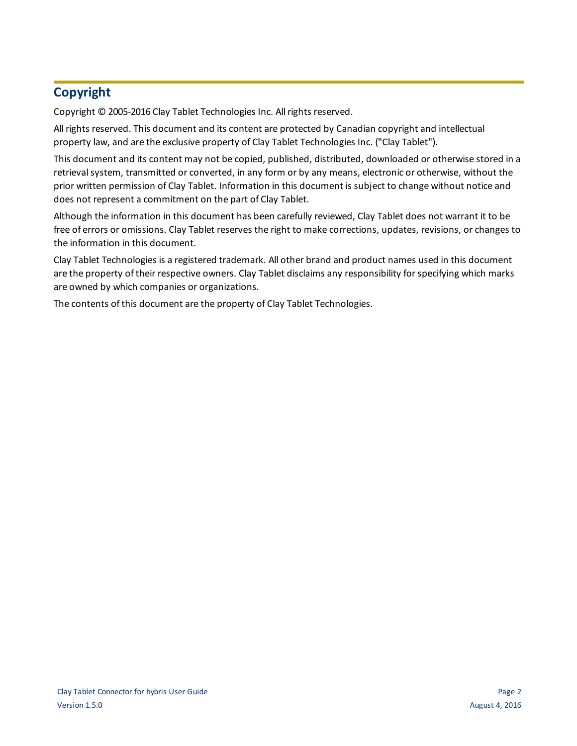# Copyright

Copyright © 2005-2016 Clay Tablet Technologies Inc. All rights reserved.

All rights reserved. This document and its content are protected by Canadian copyright and intellectual property law, and are the exclusive property of Clay Tablet Technologies Inc. ("Clay Tablet").

This document and its content may not be copied, published, distributed, downloaded or otherwise stored in a retrieval system, transmitted or converted, in any form or by any means, electronic or otherwise, without the prior written permission of Clay Tablet. Information in this document is subject to change without notice and does not represent a commitment on the part of Clay Tablet.

Although the information in this document has been carefully reviewed, Clay Tablet does not warrant it to be free of errors or omissions. Clay Tablet reserves the right to make corrections, updates, revisions, or changes to the information in this document.

Clay Tablet Technologies is a registered trademark. All other brand and product names used in this document are the property of their respective owners. Clay Tablet disclaims any responsibility for specifying which marks are owned by which companies or organizations.

The contents of this document are the property of Clay Tablet Technologies.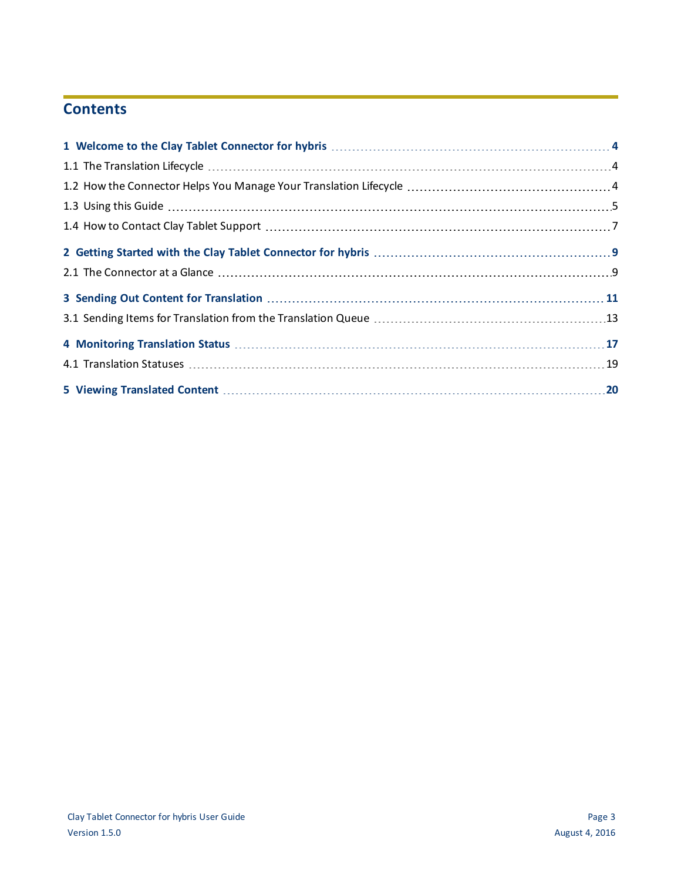# Contents

**1 Welcome to the Clay Tablet Connector for hybris ..... 4**

1.1 The Translation Lifecycle ..... 4

1.2 How the Connector Helps You Manage Your Translation Lifecycle ..... 4

1.3 Using this Guide ..... 5

1.4 How to Contact Clay Tablet Support ..... 7

**2 Getting Started with the Clay Tablet Connector for hybris ..... 9**

2.1 The Connector at a Glance ..... 9

**3 Sending Out Content for Translation ..... 11**

3.1 Sending Items for Translation from the Translation Queue ..... 13

**4 Monitoring Translation Status ..... 17**

4.1 Translation Statuses ..... 19

**5 Viewing Translated Content ..... 20**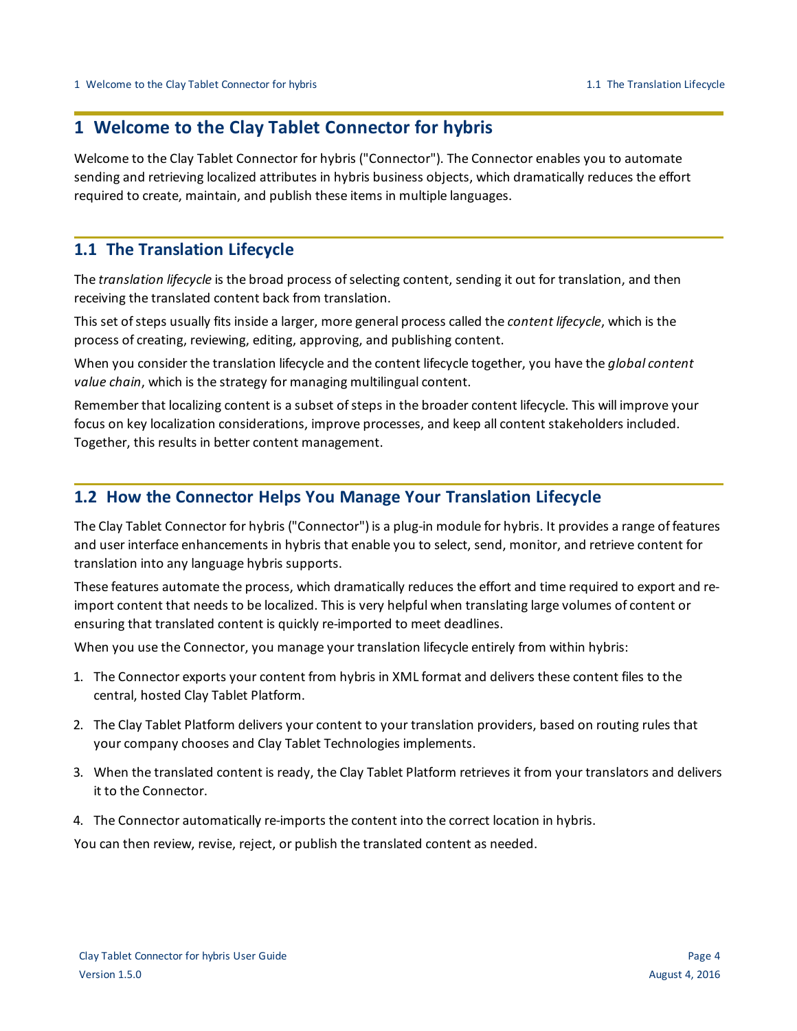# 1 Welcome to the Clay Tablet Connector for hybris

Welcome to the Clay Tablet Connector for hybris ("Connector"). The Connector enables you to automate sending and retrieving localized attributes in hybris business objects, which dramatically reduces the effort required to create, maintain, and publish these items in multiple languages.

## 1.1 The Translation Lifecycle

The *translation lifecycle* is the broad process of selecting content, sending it out for translation, and then receiving the translated content back from translation.

This set of steps usually fits inside a larger, more general process called the *content lifecycle*, which is the process of creating, reviewing, editing, approving, and publishing content.

When you consider the translation lifecycle and the content lifecycle together, you have the *global content value chain*, which is the strategy for managing multilingual content.

Remember that localizing content is a subset of steps in the broader content lifecycle. This will improve your focus on key localization considerations, improve processes, and keep all content stakeholders included. Together, this results in better content management.

## 1.2 How the Connector Helps You Manage Your Translation Lifecycle

The Clay Tablet Connector for hybris ("Connector") is a plug-in module for hybris. It provides a range of features and user interface enhancements in hybris that enable you to select, send, monitor, and retrieve content for translation into any language hybris supports.

These features automate the process, which dramatically reduces the effort and time required to export and re-import content that needs to be localized. This is very helpful when translating large volumes of content or ensuring that translated content is quickly re-imported to meet deadlines.

When you use the Connector, you manage your translation lifecycle entirely from within hybris:

1. The Connector exports your content from hybris in XML format and delivers these content files to the central, hosted Clay Tablet Platform.
2. The Clay Tablet Platform delivers your content to your translation providers, based on routing rules that your company chooses and Clay Tablet Technologies implements.
3. When the translated content is ready, the Clay Tablet Platform retrieves it from your translators and delivers it to the Connector.
4. The Connector automatically re-imports the content into the correct location in hybris.

You can then review, revise, reject, or publish the translated content as needed.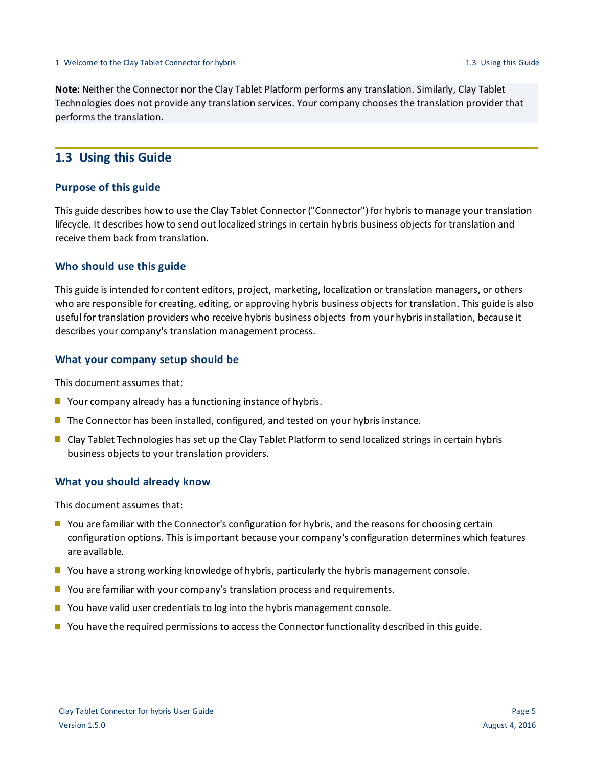**Note:** Neither the Connector nor the Clay Tablet Platform performs any translation. Similarly, Clay Tablet Technologies does not provide any translation services. Your company chooses the translation provider that performs the translation.

## 1.3 Using this Guide

### Purpose of this guide

This guide describes how to use the Clay Tablet Connector ("Connector") for hybris to manage your translation lifecycle. It describes how to send out localized strings in certain hybris business objects for translation and receive them back from translation.

### Who should use this guide

This guide is intended for content editors, project, marketing, localization or translation managers, or others who are responsible for creating, editing, or approving hybris business objects for translation. This guide is also useful for translation providers who receive hybris business objects from your hybris installation, because it describes your company's translation management process.

### What your company setup should be

This document assumes that:

- Your company already has a functioning instance of hybris.
- The Connector has been installed, configured, and tested on your hybris instance.
- Clay Tablet Technologies has set up the Clay Tablet Platform to send localized strings in certain hybris business objects to your translation providers.

### What you should already know

This document assumes that:

- You are familiar with the Connector's configuration for hybris, and the reasons for choosing certain configuration options. This is important because your company's configuration determines which features are available.
- You have a strong working knowledge of hybris, particularly the hybris management console.
- You are familiar with your company's translation process and requirements.
- You have valid user credentials to log into the hybris management console.
- You have the required permissions to access the Connector functionality described in this guide.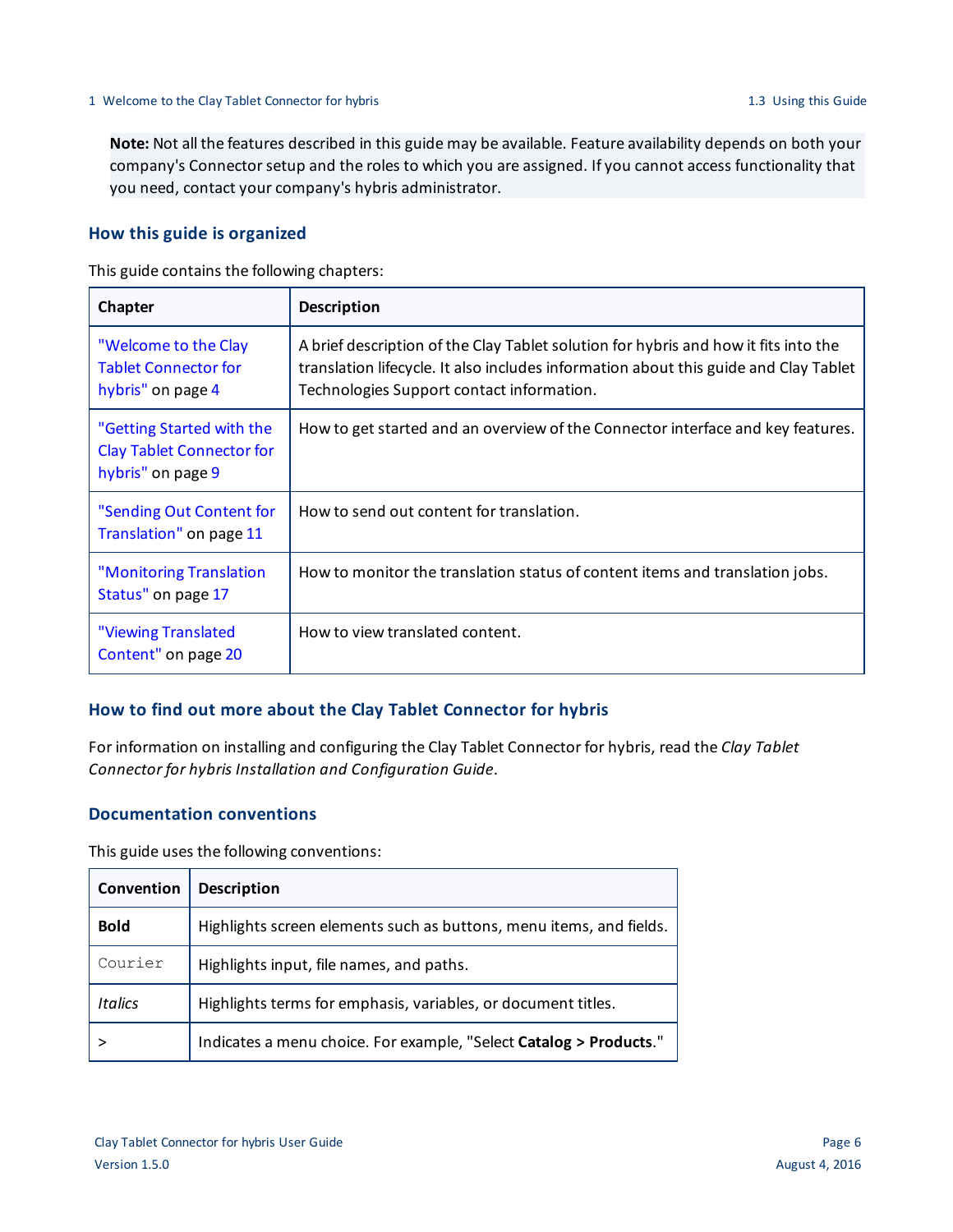**Note:** Not all the features described in this guide may be available. Feature availability depends on both your company's Connector setup and the roles to which you are assigned. If you cannot access functionality that you need, contact your company's hybris administrator.

### How this guide is organized

This guide contains the following chapters:

| Chapter | Description |
|---|---|
| "Welcome to the Clay Tablet Connector for hybris" on page 4 | A brief description of the Clay Tablet solution for hybris and how it fits into the translation lifecycle. It also includes information about this guide and Clay Tablet Technologies Support contact information. |
| "Getting Started with the Clay Tablet Connector for hybris" on page 9 | How to get started and an overview of the Connector interface and key features. |
| "Sending Out Content for Translation" on page 11 | How to send out content for translation. |
| "Monitoring Translation Status" on page 17 | How to monitor the translation status of content items and translation jobs. |
| "Viewing Translated Content" on page 20 | How to view translated content. |

### How to find out more about the Clay Tablet Connector for hybris

For information on installing and configuring the Clay Tablet Connector for hybris, read the *Clay Tablet Connector for hybris Installation and Configuration Guide*.

### Documentation conventions

This guide uses the following conventions:

| Convention | Description |
|---|---|
| **Bold** | Highlights screen elements such as buttons, menu items, and fields. |
| `Courier` | Highlights input, file names, and paths. |
| *Italics* | Highlights terms for emphasis, variables, or document titles. |
| > | Indicates a menu choice. For example, "Select **Catalog > Products**." |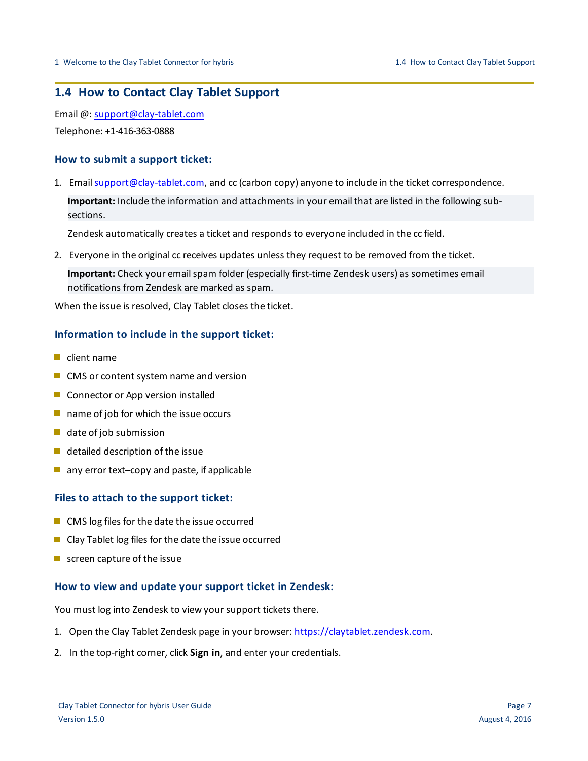## 1.4 How to Contact Clay Tablet Support

Email @: support@clay-tablet.com

Telephone: +1-416-363-0888

### How to submit a support ticket:

1. Email support@clay-tablet.com, and cc (carbon copy) anyone to include in the ticket correspondence.

   **Important:** Include the information and attachments in your email that are listed in the following sub-sections.

   Zendesk automatically creates a ticket and responds to everyone included in the cc field.

2. Everyone in the original cc receives updates unless they request to be removed from the ticket.

   **Important:** Check your email spam folder (especially first-time Zendesk users) as sometimes email notifications from Zendesk are marked as spam.

When the issue is resolved, Clay Tablet closes the ticket.

### Information to include in the support ticket:

- client name
- CMS or content system name and version
- Connector or App version installed
- name of job for which the issue occurs
- date of job submission
- detailed description of the issue
- any error text–copy and paste, if applicable

### Files to attach to the support ticket:

- CMS log files for the date the issue occurred
- Clay Tablet log files for the date the issue occurred
- screen capture of the issue

### How to view and update your support ticket in Zendesk:

You must log into Zendesk to view your support tickets there.

1. Open the Clay Tablet Zendesk page in your browser: https://claytablet.zendesk.com.
2. In the top-right corner, click **Sign in**, and enter your credentials.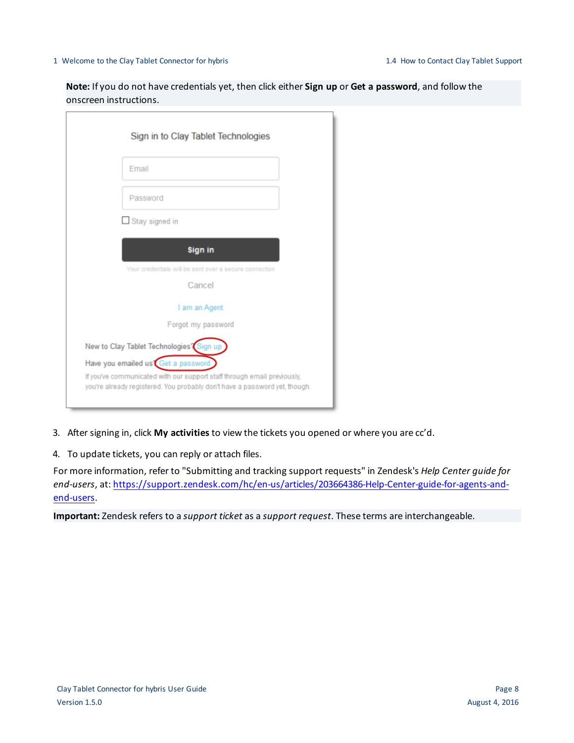**Note:** If you do not have credentials yet, then click either **Sign up** or **Get a password**, and follow the onscreen instructions.

3. After signing in, click **My activities** to view the tickets you opened or where you are cc'd.

4. To update tickets, you can reply or attach files.

For more information, refer to "Submitting and tracking support requests" in Zendesk's *Help Center guide for end-users*, at: https://support.zendesk.com/hc/en-us/articles/203664386-Help-Center-guide-for-agents-and-end-users.

**Important:** Zendesk refers to a *support ticket* as a *support request*. These terms are interchangeable.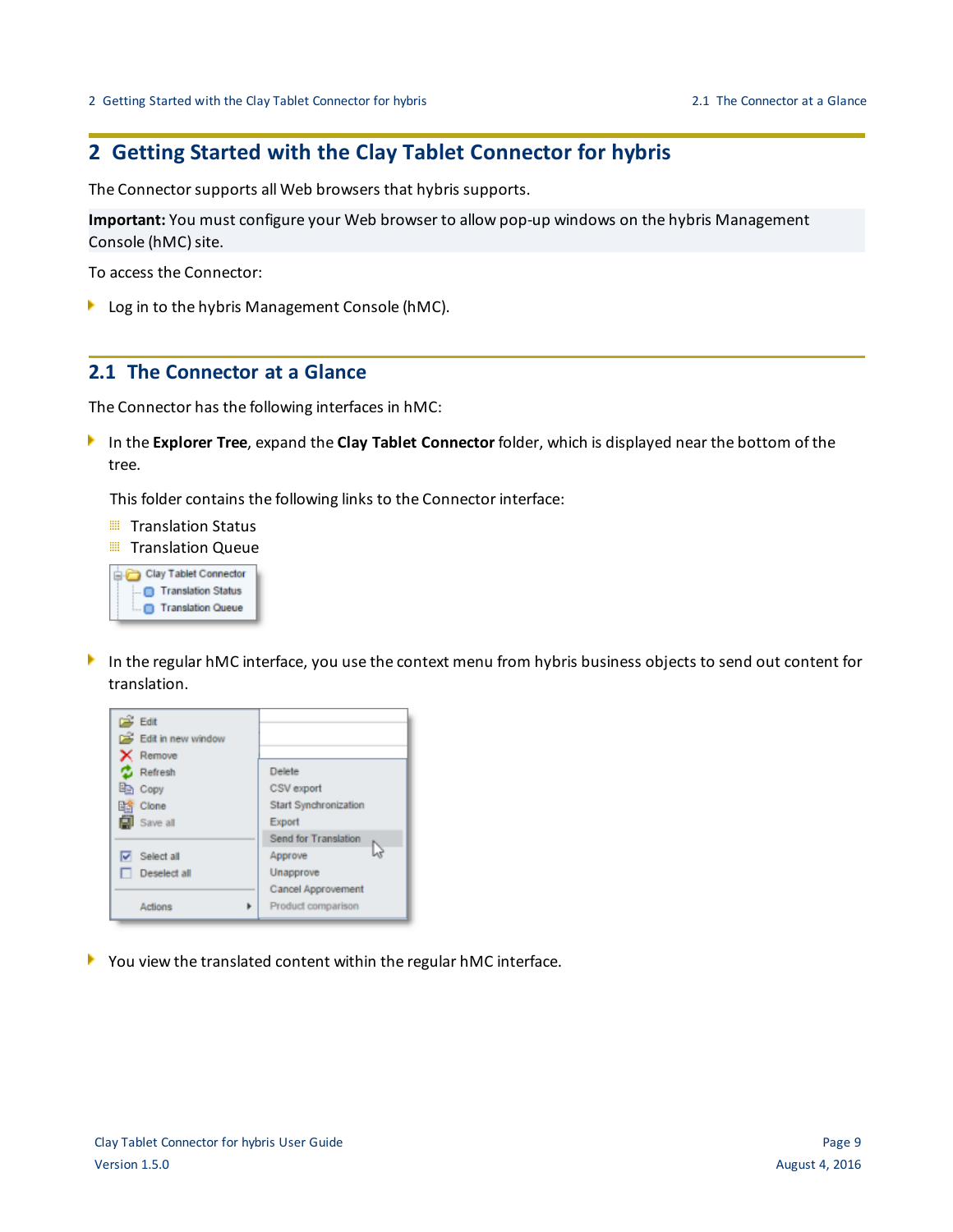# 2 Getting Started with the Clay Tablet Connector for hybris

The Connector supports all Web browsers that hybris supports.

**Important:** You must configure your Web browser to allow pop-up windows on the hybris Management Console (hMC) site.

To access the Connector:

- Log in to the hybris Management Console (hMC).

## 2.1 The Connector at a Glance

The Connector has the following interfaces in hMC:

- In the **Explorer Tree**, expand the **Clay Tablet Connector** folder, which is displayed near the bottom of the tree.

  This folder contains the following links to the Connector interface:

  - Translation Status
  - Translation Queue

- In the regular hMC interface, you use the context menu from hybris business objects to send out content for translation.

- You view the translated content within the regular hMC interface.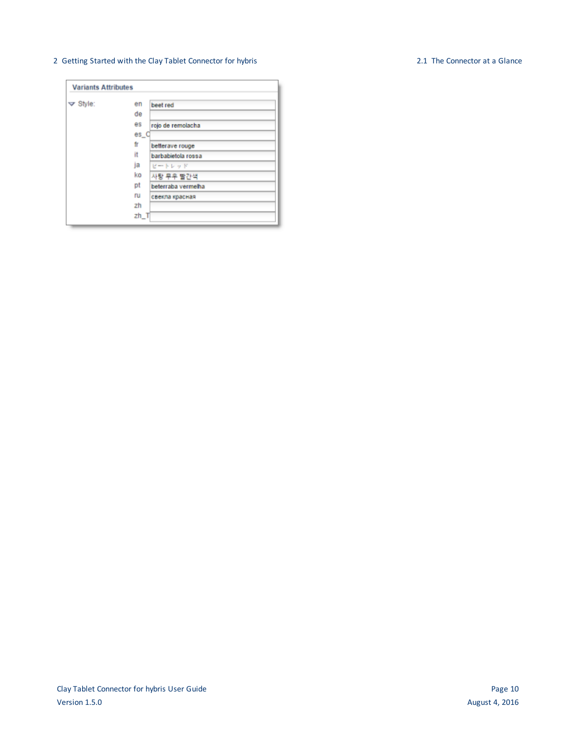**Variants Attributes**

| Style: | | |
|---|---|---|
| | en | beet red |
| | de | |
| | es | rojo de remolacha |
| | es_C | |
| | fr | betterave rouge |
| | it | barbabietola rossa |
| | ja | ビートレッド |
| | ko | 사탕 무우 빨간색 |
| | pt | beterraba vermelha |
| | ru | свекла красная |
| | zh | |
| | zh_T | |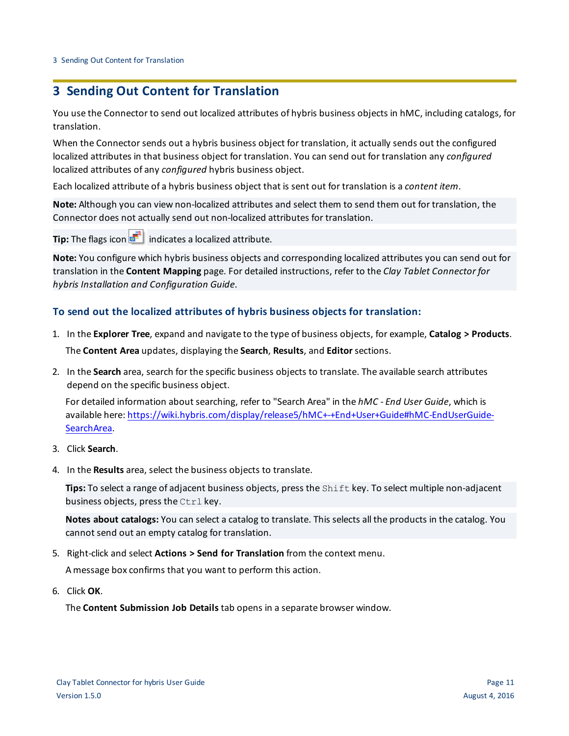# 3 Sending Out Content for Translation

You use the Connector to send out localized attributes of hybris business objects in hMC, including catalogs, for translation.

When the Connector sends out a hybris business object for translation, it actually sends out the configured localized attributes in that business object for translation. You can send out for translation any *configured* localized attributes of any *configured* hybris business object.

Each localized attribute of a hybris business object that is sent out for translation is a *content item*.

**Note:** Although you can view non-localized attributes and select them to send them out for translation, the Connector does not actually send out non-localized attributes for translation.

**Tip:** The flags icon indicates a localized attribute.

**Note:** You configure which hybris business objects and corresponding localized attributes you can send out for translation in the **Content Mapping** page. For detailed instructions, refer to the *Clay Tablet Connector for hybris Installation and Configuration Guide*.

### To send out the localized attributes of hybris business objects for translation:

1. In the **Explorer Tree**, expand and navigate to the type of business objects, for example, **Catalog > Products**.

   The **Content Area** updates, displaying the **Search**, **Results**, and **Editor** sections.

2. In the **Search** area, search for the specific business objects to translate. The available search attributes depend on the specific business object.

   For detailed information about searching, refer to "Search Area" in the *hMC - End User Guide*, which is available here: https://wiki.hybris.com/display/release5/hMC+-+End+User+Guide#hMC-EndUserGuide-SearchArea.

3. Click **Search**.

4. In the **Results** area, select the business objects to translate.

   **Tips:** To select a range of adjacent business objects, press the `Shift` key. To select multiple non-adjacent business objects, press the `Ctrl` key.

   **Notes about catalogs:** You can select a catalog to translate. This selects all the products in the catalog. You cannot send out an empty catalog for translation.

5. Right-click and select **Actions > Send for Translation** from the context menu.

   A message box confirms that you want to perform this action.

6. Click **OK**.

   The **Content Submission Job Details** tab opens in a separate browser window.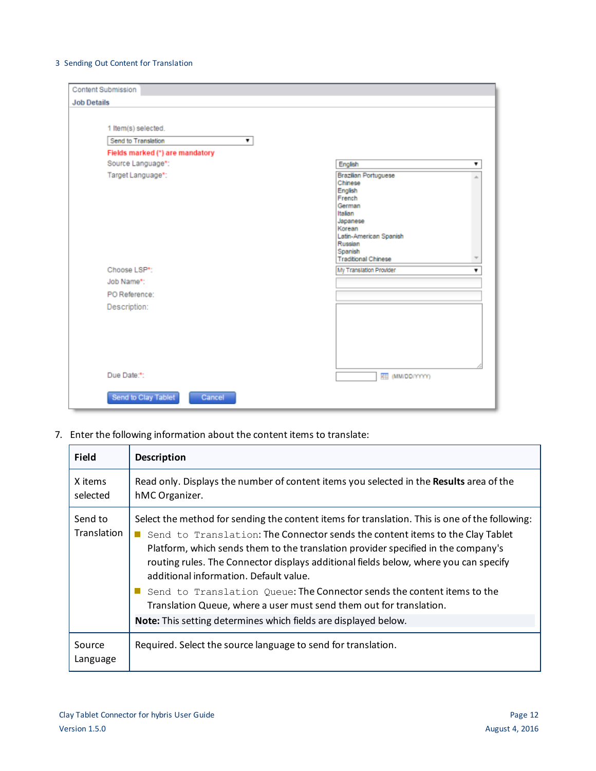| Field | Description |
|---|---|
| X items selected | Read only. Displays the number of content items you selected in the **Results** area of the hMC Organizer. |
| Send to Translation | Select the method for sending the content items for translation. This is one of the following:<br>- `Send to Translation`: The Connector sends the content items to the Clay Tablet Platform, which sends them to the translation provider specified in the company's routing rules. The Connector displays additional fields below, where you can specify additional information. Default value.<br>- `Send to Translation Queue`: The Connector sends the content items to the Translation Queue, where a user must send them out for translation.<br>**Note:** This setting determines which fields are displayed below. |
| Source Language | Required. Select the source language to send for translation. |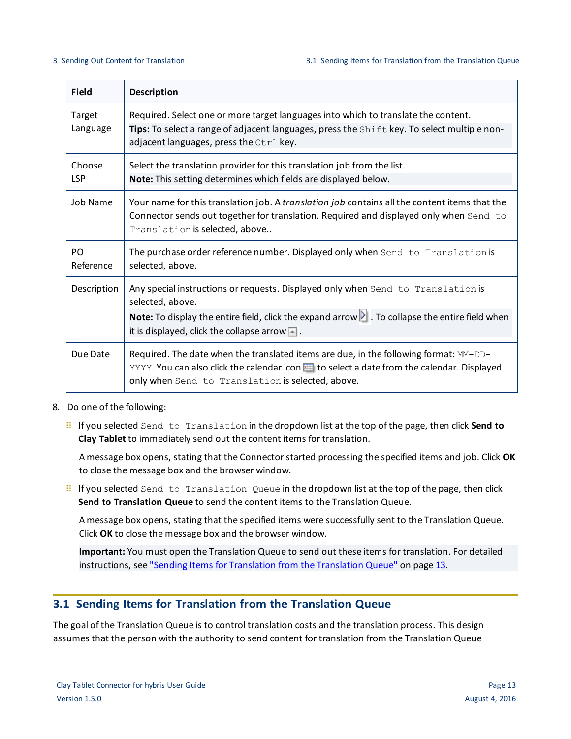| Field | Description |
|---|---|
| Target Language | Required. Select one or more target languages into which to translate the content.<br>**Tips:** To select a range of adjacent languages, press the `Shift` key. To select multiple non-adjacent languages, press the `Ctrl` key. |
| Choose LSP | Select the translation provider for this translation job from the list.<br>**Note:** This setting determines which fields are displayed below. |
| Job Name | Your name for this translation job. A *translation job* contains all the content items that the Connector sends out together for translation. Required and displayed only when `Send to Translation` is selected, above.. |
| PO Reference | The purchase order reference number. Displayed only when `Send to Translation` is selected, above. |
| Description | Any special instructions or requests. Displayed only when `Send to Translation` is selected, above.<br>**Note:** To display the entire field, click the expand arrow . To collapse the entire field when it is displayed, click the collapse arrow . |
| Due Date | Required. The date when the translated items are due, in the following format: `MM-DD-YYYY`. You can also click the calendar icon to select a date from the calendar. Displayed only when `Send to Translation` is selected, above. |

8. Do one of the following:

   - If you selected `Send to Translation` in the dropdown list at the top of the page, then click **Send to Clay Tablet** to immediately send out the content items for translation.

     A message box opens, stating that the Connector started processing the specified items and job. Click **OK** to close the message box and the browser window.

   - If you selected `Send to Translation Queue` in the dropdown list at the top of the page, then click **Send to Translation Queue** to send the content items to the Translation Queue.

     A message box opens, stating that the specified items were successfully sent to the Translation Queue. Click **OK** to close the message box and the browser window.

     **Important:** You must open the Translation Queue to send out these items for translation. For detailed instructions, see "Sending Items for Translation from the Translation Queue" on page 13.

## 3.1 Sending Items for Translation from the Translation Queue

The goal of the Translation Queue is to control translation costs and the translation process. This design assumes that the person with the authority to send content for translation from the Translation Queue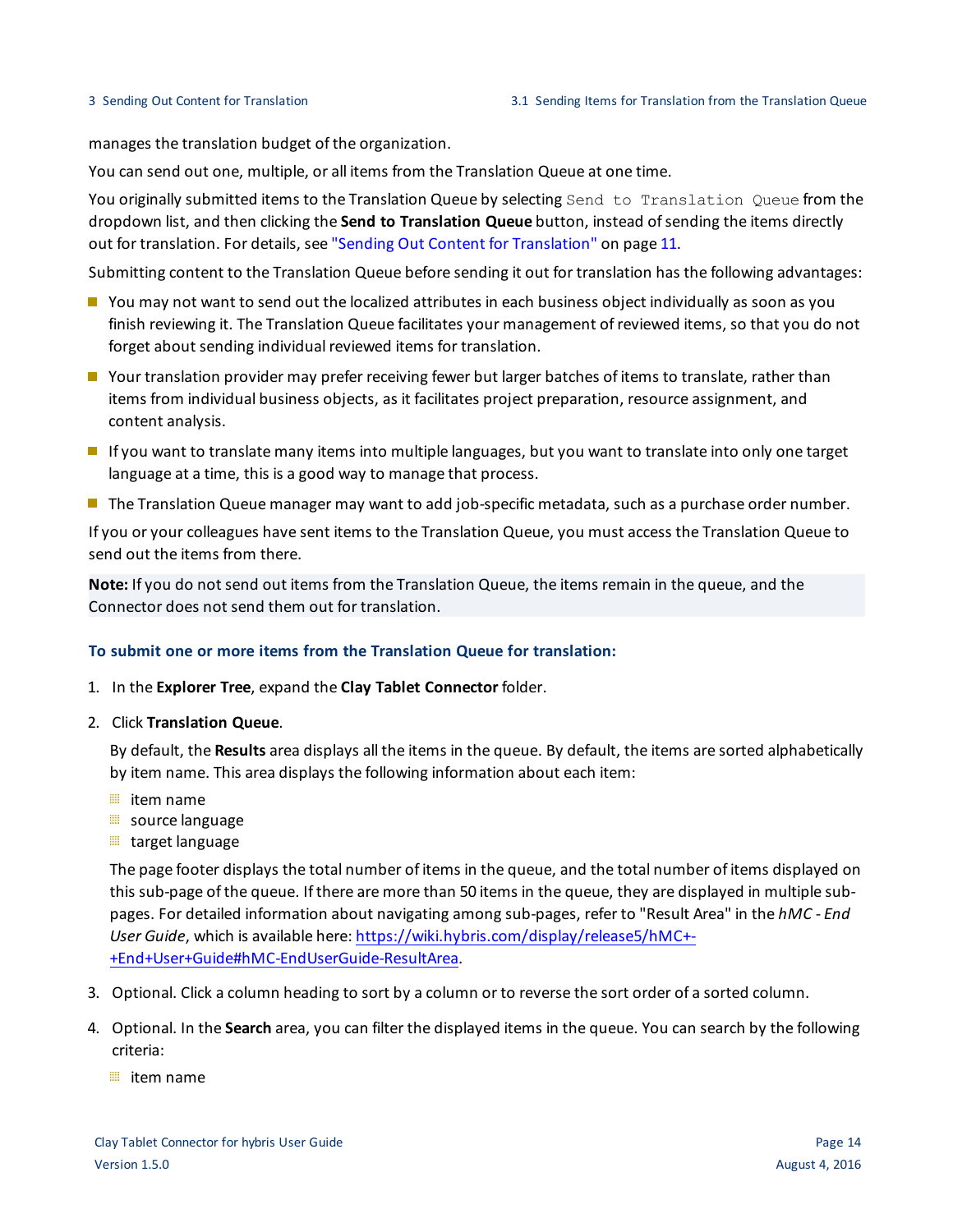manages the translation budget of the organization.

You can send out one, multiple, or all items from the Translation Queue at one time.

You originally submitted items to the Translation Queue by selecting `Send to Translation Queue` from the dropdown list, and then clicking the **Send to Translation Queue** button, instead of sending the items directly out for translation. For details, see "Sending Out Content for Translation" on page 11.

Submitting content to the Translation Queue before sending it out for translation has the following advantages:

- You may not want to send out the localized attributes in each business object individually as soon as you finish reviewing it. The Translation Queue facilitates your management of reviewed items, so that you do not forget about sending individual reviewed items for translation.
- Your translation provider may prefer receiving fewer but larger batches of items to translate, rather than items from individual business objects, as it facilitates project preparation, resource assignment, and content analysis.
- If you want to translate many items into multiple languages, but you want to translate into only one target language at a time, this is a good way to manage that process.
- The Translation Queue manager may want to add job-specific metadata, such as a purchase order number.

If you or your colleagues have sent items to the Translation Queue, you must access the Translation Queue to send out the items from there.

**Note:** If you do not send out items from the Translation Queue, the items remain in the queue, and the Connector does not send them out for translation.

#### To submit one or more items from the Translation Queue for translation:

1. In the **Explorer Tree**, expand the **Clay Tablet Connector** folder.
2. Click **Translation Queue**.

   By default, the **Results** area displays all the items in the queue. By default, the items are sorted alphabetically by item name. This area displays the following information about each item:

   - item name
   - source language
   - target language

   The page footer displays the total number of items in the queue, and the total number of items displayed on this sub-page of the queue. If there are more than 50 items in the queue, they are displayed in multiple sub-pages. For detailed information about navigating among sub-pages, refer to "Result Area" in the *hMC - End User Guide*, which is available here: https://wiki.hybris.com/display/release5/hMC+-+End+User+Guide#hMC-EndUserGuide-ResultArea.
3. Optional. Click a column heading to sort by a column or to reverse the sort order of a sorted column.
4. Optional. In the **Search** area, you can filter the displayed items in the queue. You can search by the following criteria:

   - item name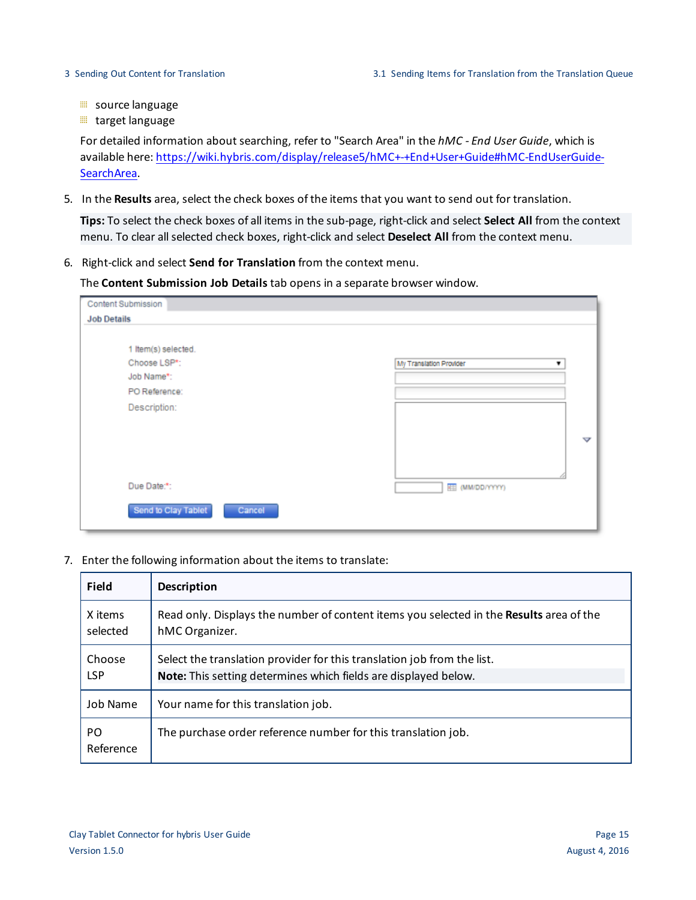- source language
- target language

For detailed information about searching, refer to "Search Area" in the *hMC - End User Guide*, which is available here: https://wiki.hybris.com/display/release5/hMC+-+End+User+Guide#hMC-EndUserGuide-SearchArea.

5. In the **Results** area, select the check boxes of the items that you want to send out for translation.

   **Tips:** To select the check boxes of all items in the sub-page, right-click and select **Select All** from the context menu. To clear all selected check boxes, right-click and select **Deselect All** from the context menu.

6. Right-click and select **Send for Translation** from the context menu.

   The **Content Submission Job Details** tab opens in a separate browser window.

7. Enter the following information about the items to translate:

| Field | Description |
|---|---|
| X items selected | Read only. Displays the number of content items you selected in the **Results** area of the hMC Organizer. |
| Choose LSP | Select the translation provider for this translation job from the list. **Note:** This setting determines which fields are displayed below. |
| Job Name | Your name for this translation job. |
| PO Reference | The purchase order reference number for this translation job. |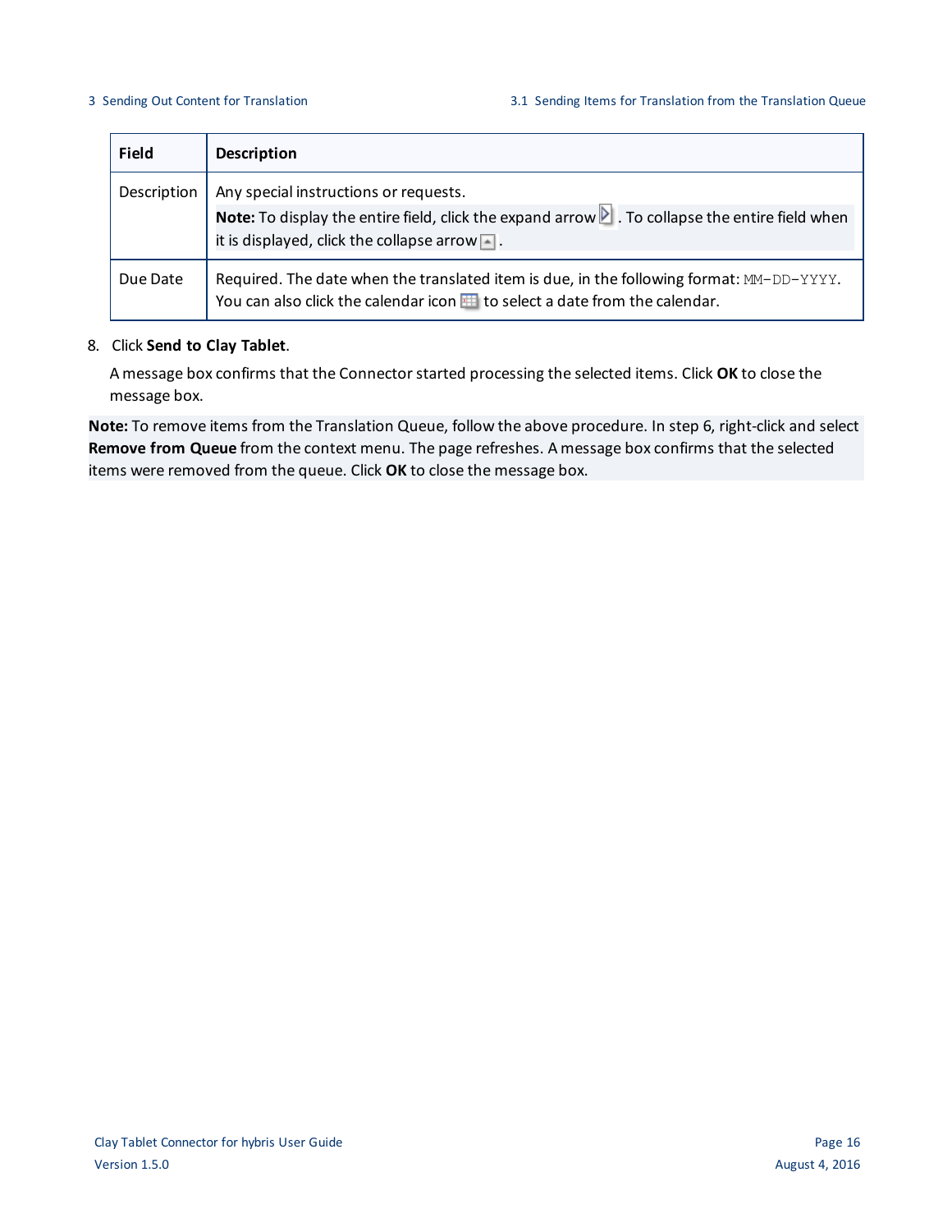| Field | Description |
| --- | --- |
| Description | Any special instructions or requests. **Note:** To display the entire field, click the expand arrow. To collapse the entire field when it is displayed, click the collapse arrow. |
| Due Date | Required. The date when the translated item is due, in the following format: `MM-DD-YYYY`. You can also click the calendar icon to select a date from the calendar. |

8. Click **Send to Clay Tablet**.

   A message box confirms that the Connector started processing the selected items. Click **OK** to close the message box.

**Note:** To remove items from the Translation Queue, follow the above procedure. In step 6, right-click and select **Remove from Queue** from the context menu. The page refreshes. A message box confirms that the selected items were removed from the queue. Click **OK** to close the message box.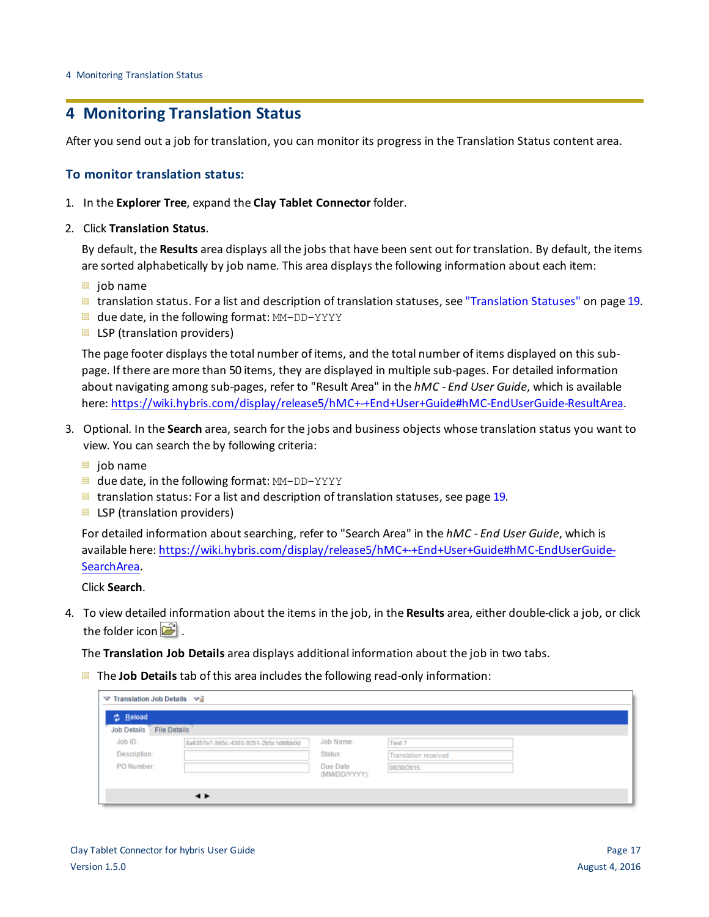# 4 Monitoring Translation Status

After you send out a job for translation, you can monitor its progress in the Translation Status content area.

### To monitor translation status:

1. In the **Explorer Tree**, expand the **Clay Tablet Connector** folder.
2. Click **Translation Status**.

   By default, the **Results** area displays all the jobs that have been sent out for translation. By default, the items are sorted alphabetically by job name. This area displays the following information about each item:

   - job name
   - translation status. For a list and description of translation statuses, see "Translation Statuses" on page 19.
   - due date, in the following format: `MM-DD-YYYY`
   - LSP (translation providers)

   The page footer displays the total number of items, and the total number of items displayed on this sub-page. If there are more than 50 items, they are displayed in multiple sub-pages. For detailed information about navigating among sub-pages, refer to "Result Area" in the *hMC - End User Guide*, which is available here: https://wiki.hybris.com/display/release5/hMC+-+End+User+Guide#hMC-EndUserGuide-ResultArea.

3. Optional. In the **Search** area, search for the jobs and business objects whose translation status you want to view. You can search the by following criteria:

   - job name
   - due date, in the following format: `MM-DD-YYYY`
   - translation status: For a list and description of translation statuses, see page 19.
   - LSP (translation providers)

   For detailed information about searching, refer to "Search Area" in the *hMC - End User Guide*, which is available here: https://wiki.hybris.com/display/release5/hMC+-+End+User+Guide#hMC-EndUserGuide-SearchArea.

   Click **Search**.

4. To view detailed information about the items in the job, in the **Results** area, either double-click a job, or click the folder icon .

   The **Translation Job Details** area displays additional information about the job in two tabs.

   - The **Job Details** tab of this area includes the following read-only information: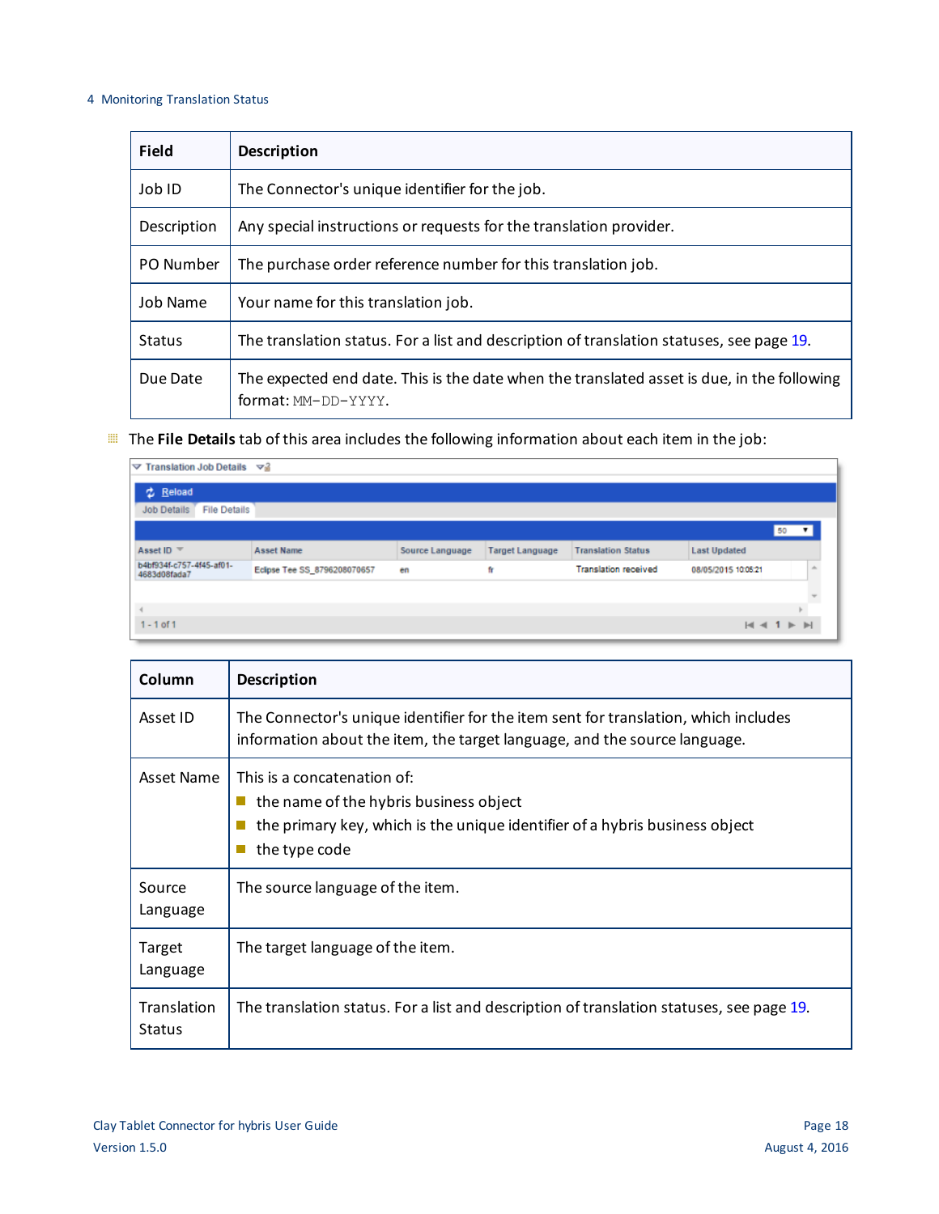| Field | Description |
| --- | --- |
| Job ID | The Connector's unique identifier for the job. |
| Description | Any special instructions or requests for the translation provider. |
| PO Number | The purchase order reference number for this translation job. |
| Job Name | Your name for this translation job. |
| Status | The translation status. For a list and description of translation statuses, see page 19. |
| Due Date | The expected end date. This is the date when the translated asset is due, in the following format: `MM-DD-YYYY`. |

- The **File Details** tab of this area includes the following information about each item in the job:

| Column | Description |
| --- | --- |
| Asset ID | The Connector's unique identifier for the item sent for translation, which includes information about the item, the target language, and the source language. |
| Asset Name | This is a concatenation of: <br>■ the name of the hybris business object <br>■ the primary key, which is the unique identifier of a hybris business object <br>■ the type code |
| Source Language | The source language of the item. |
| Target Language | The target language of the item. |
| Translation Status | The translation status. For a list and description of translation statuses, see page 19. |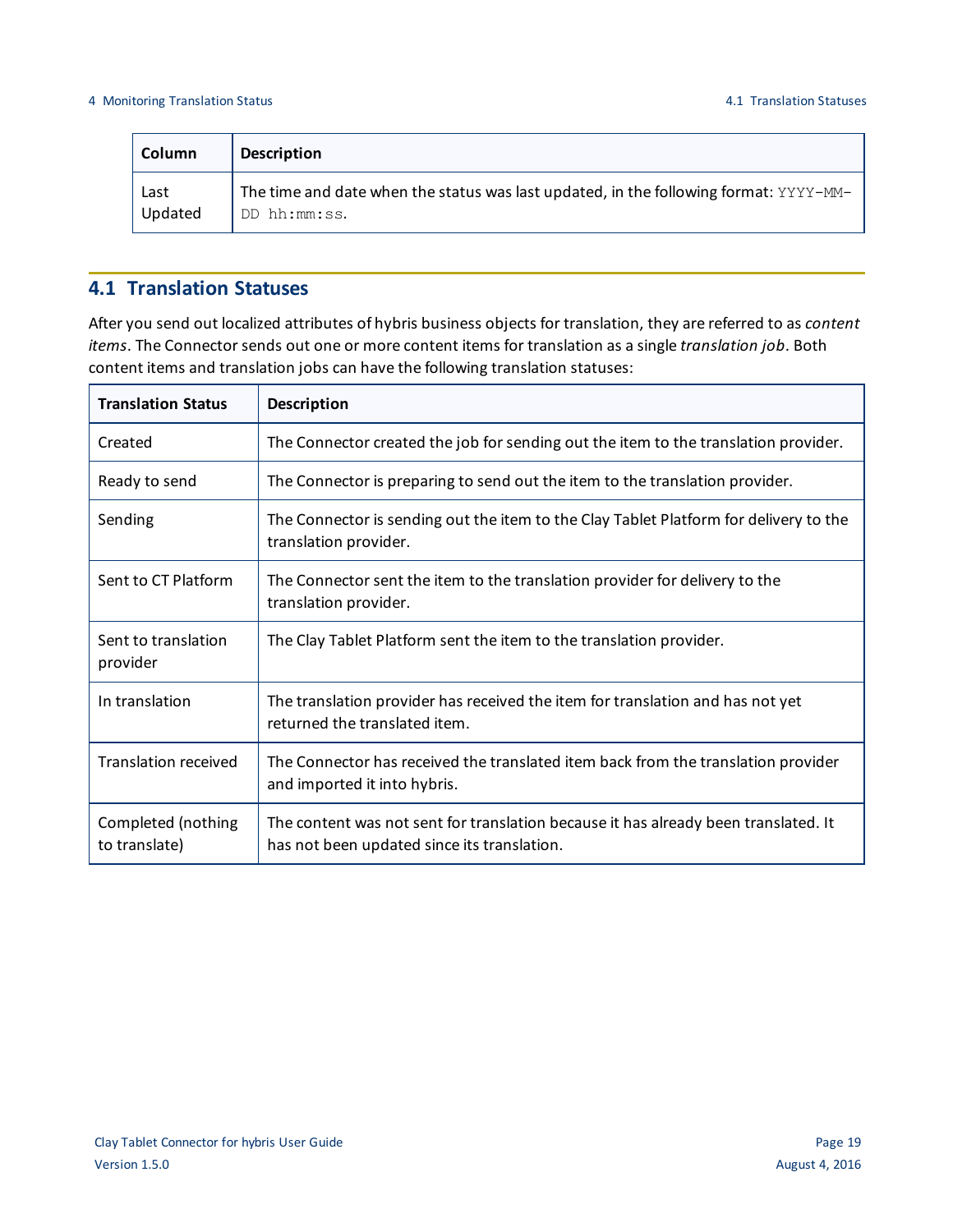| Column | Description |
| --- | --- |
| Last Updated | The time and date when the status was last updated, in the following format: `YYYY-MM-DD hh:mm:ss`. |

## 4.1 Translation Statuses

After you send out localized attributes of hybris business objects for translation, they are referred to as *content items*. The Connector sends out one or more content items for translation as a single *translation job*. Both content items and translation jobs can have the following translation statuses:

| Translation Status | Description |
| --- | --- |
| Created | The Connector created the job for sending out the item to the translation provider. |
| Ready to send | The Connector is preparing to send out the item to the translation provider. |
| Sending | The Connector is sending out the item to the Clay Tablet Platform for delivery to the translation provider. |
| Sent to CT Platform | The Connector sent the item to the translation provider for delivery to the translation provider. |
| Sent to translation provider | The Clay Tablet Platform sent the item to the translation provider. |
| In translation | The translation provider has received the item for translation and has not yet returned the translated item. |
| Translation received | The Connector has received the translated item back from the translation provider and imported it into hybris. |
| Completed (nothing to translate) | The content was not sent for translation because it has already been translated. It has not been updated since its translation. |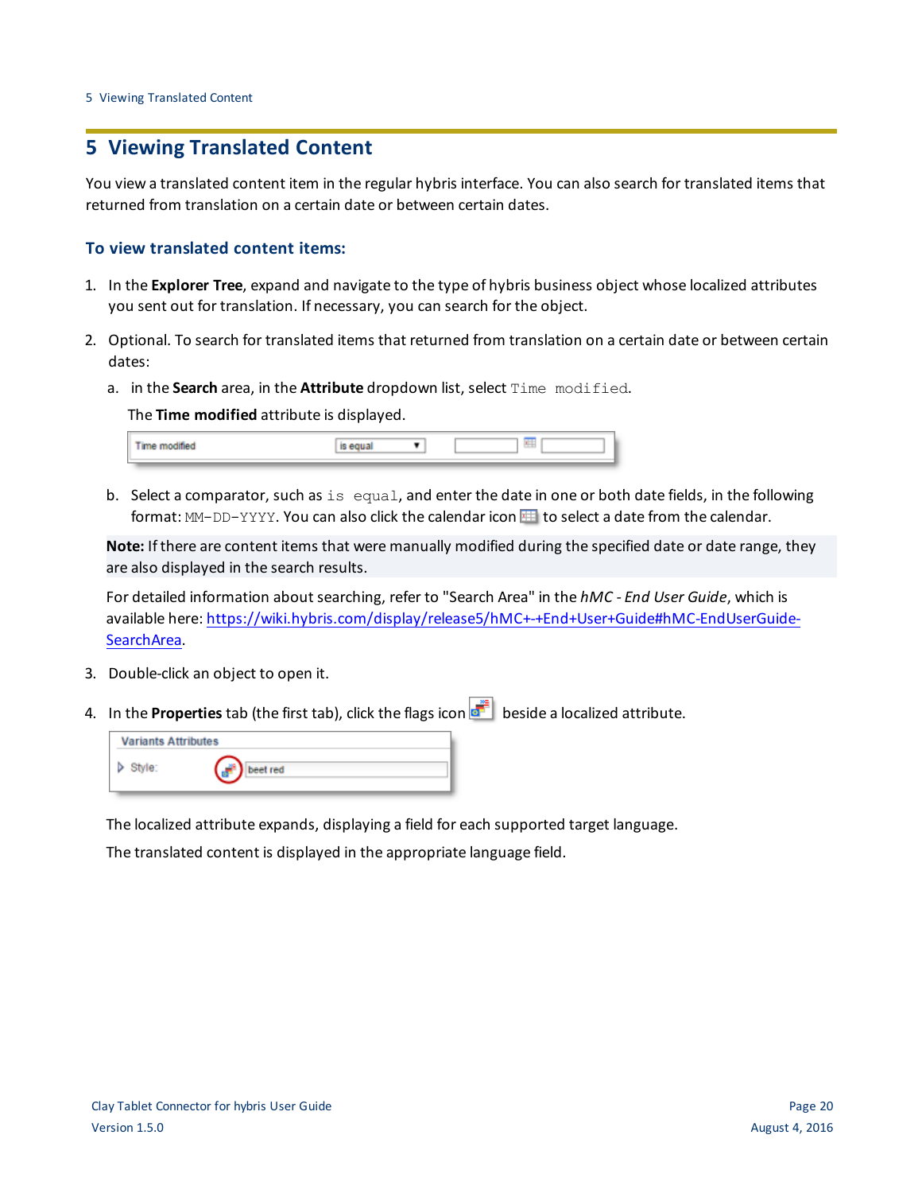# 5 Viewing Translated Content

You view a translated content item in the regular hybris interface. You can also search for translated items that returned from translation on a certain date or between certain dates.

### To view translated content items:

1. In the **Explorer Tree**, expand and navigate to the type of hybris business object whose localized attributes you sent out for translation. If necessary, you can search for the object.
2. Optional. To search for translated items that returned from translation on a certain date or between certain dates:
   a. in the **Search** area, in the **Attribute** dropdown list, select `Time modified`.

      The **Time modified** attribute is displayed.

   b. Select a comparator, such as `is equal`, and enter the date in one or both date fields, in the following format: `MM-DD-YYYY`. You can also click the calendar icon to select a date from the calendar.

   **Note:** If there are content items that were manually modified during the specified date or date range, they are also displayed in the search results.

   For detailed information about searching, refer to "Search Area" in the *hMC - End User Guide*, which is available here: https://wiki.hybris.com/display/release5/hMC+-+End+User+Guide#hMC-EndUserGuide-SearchArea.

3. Double-click an object to open it.
4. In the **Properties** tab (the first tab), click the flags icon beside a localized attribute.

   The localized attribute expands, displaying a field for each supported target language.

   The translated content is displayed in the appropriate language field.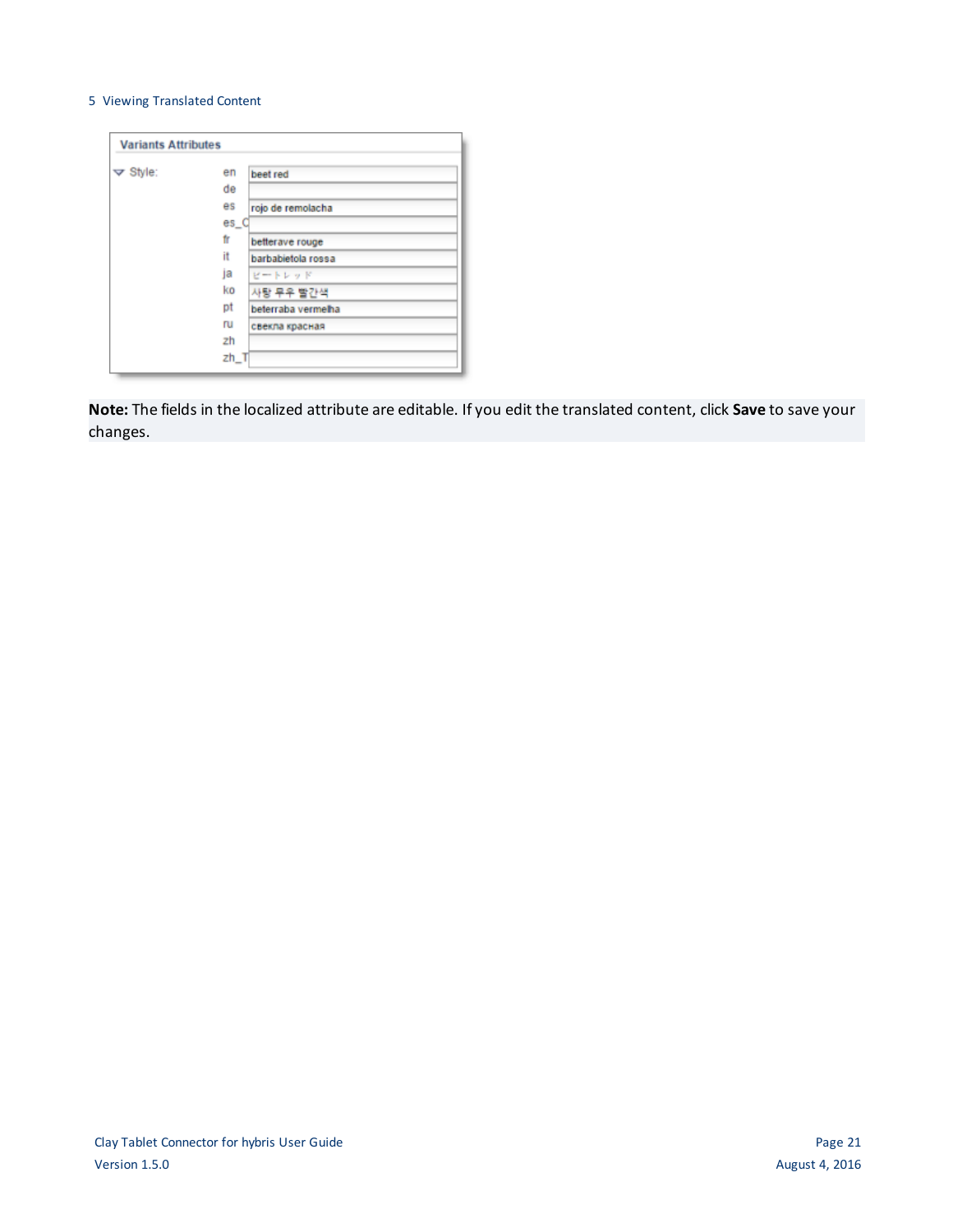**Variants Attributes**

| Style: | | |
|---|---|---|
| | en | beet red |
| | de | |
| | es | rojo de remolacha |
| | es_C | |
| | fr | betterave rouge |
| | it | barbabietola rossa |
| | ja | ビートレッド |
| | ko | 사탕 무우 빨간색 |
| | pt | beterraba vermelha |
| | ru | свекла красная |
| | zh | |
| | zh_T | |

**Note:** The fields in the localized attribute are editable. If you edit the translated content, click **Save** to save your changes.